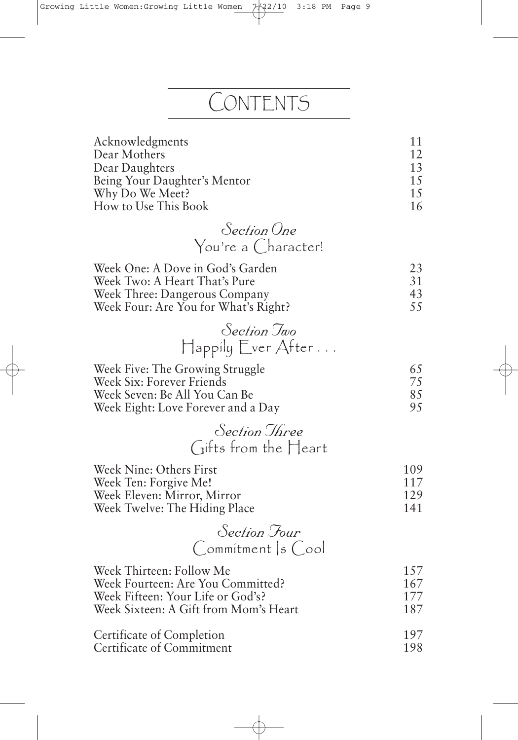# CONTENTS

| | |
|---|---|
| Acknowledgments | 11 |
| Dear Mothers | 12 |
| Dear Daughters | 13 |
| Being Your Daughter's Mentor | 15 |
| Why Do We Meet? | 15 |
| How to Use This Book | 16 |

## *Section One*
## You're a Character!

| | |
|---|---|
| Week One: A Dove in God's Garden | 23 |
| Week Two: A Heart That's Pure | 31 |
| Week Three: Dangerous Company | 43 |
| Week Four: Are You for What's Right? | 55 |

## *Section Two*
## Happily Ever After . . .

| | |
|---|---|
| Week Five: The Growing Struggle | 65 |
| Week Six: Forever Friends | 75 |
| Week Seven: Be All You Can Be | 85 |
| Week Eight: Love Forever and a Day | 95 |

## *Section Three*
## Gifts from the Heart

| | |
|---|---|
| Week Nine: Others First | 109 |
| Week Ten: Forgive Me! | 117 |
| Week Eleven: Mirror, Mirror | 129 |
| Week Twelve: The Hiding Place | 141 |

## *Section Four*
## Commitment Is Cool

| | |
|---|---|
| Week Thirteen: Follow Me | 157 |
| Week Fourteen: Are You Committed? | 167 |
| Week Fifteen: Your Life or God's? | 177 |
| Week Sixteen: A Gift from Mom's Heart | 187 |

| | |
|---|---|
| Certificate of Completion | 197 |
| Certificate of Commitment | 198 |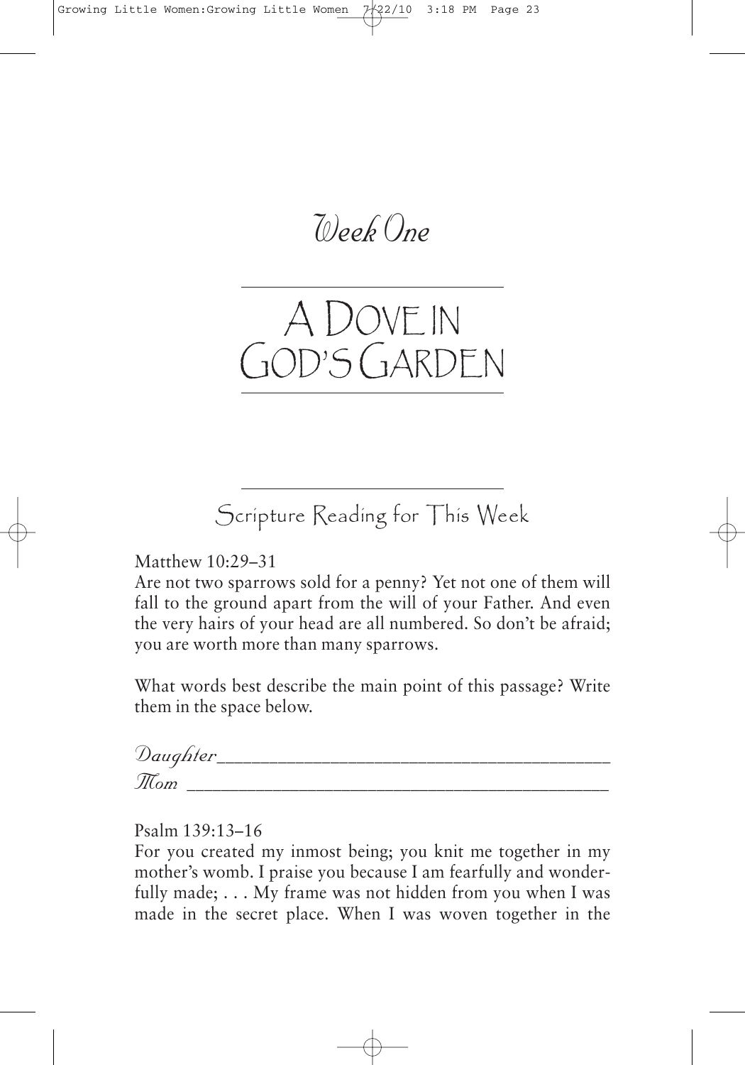# Week One

## A Dove in God's Garden

### Scripture Reading for This Week

Matthew 10:29–31
Are not two sparrows sold for a penny? Yet not one of them will fall to the ground apart from the will of your Father. And even the very hairs of your head are all numbered. So don't be afraid; you are worth more than many sparrows.

What words best describe the main point of this passage? Write them in the space below.

*Daughter* ____________________________________________
*Mom* ______________________________________________

Psalm 139:13–16
For you created my inmost being; you knit me together in my mother's womb. I praise you because I am fearfully and wonderfully made; . . . My frame was not hidden from you when I was made in the secret place. When I was woven together in the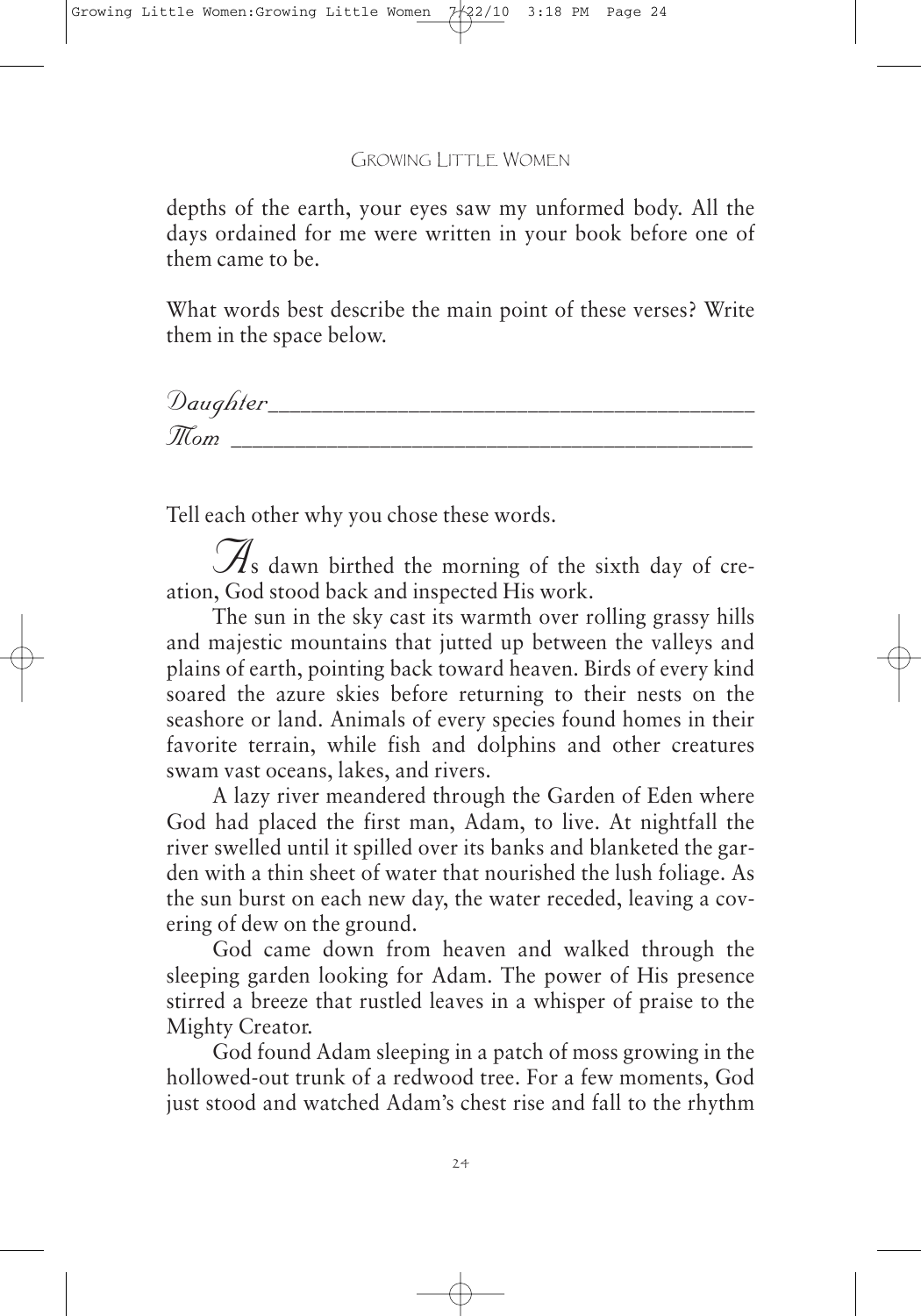depths of the earth, your eyes saw my unformed body. All the days ordained for me were written in your book before one of them came to be.

What words best describe the main point of these verses? Write them in the space below.

*Daughter*__________________________________________

*Mom* ____________________________________________

Tell each other why you chose these words.

As dawn birthed the morning of the sixth day of creation, God stood back and inspected His work.

The sun in the sky cast its warmth over rolling grassy hills and majestic mountains that jutted up between the valleys and plains of earth, pointing back toward heaven. Birds of every kind soared the azure skies before returning to their nests on the seashore or land. Animals of every species found homes in their favorite terrain, while fish and dolphins and other creatures swam vast oceans, lakes, and rivers.

A lazy river meandered through the Garden of Eden where God had placed the first man, Adam, to live. At nightfall the river swelled until it spilled over its banks and blanketed the garden with a thin sheet of water that nourished the lush foliage. As the sun burst on each new day, the water receded, leaving a covering of dew on the ground.

God came down from heaven and walked through the sleeping garden looking for Adam. The power of His presence stirred a breeze that rustled leaves in a whisper of praise to the Mighty Creator.

God found Adam sleeping in a patch of moss growing in the hollowed-out trunk of a redwood tree. For a few moments, God just stood and watched Adam's chest rise and fall to the rhythm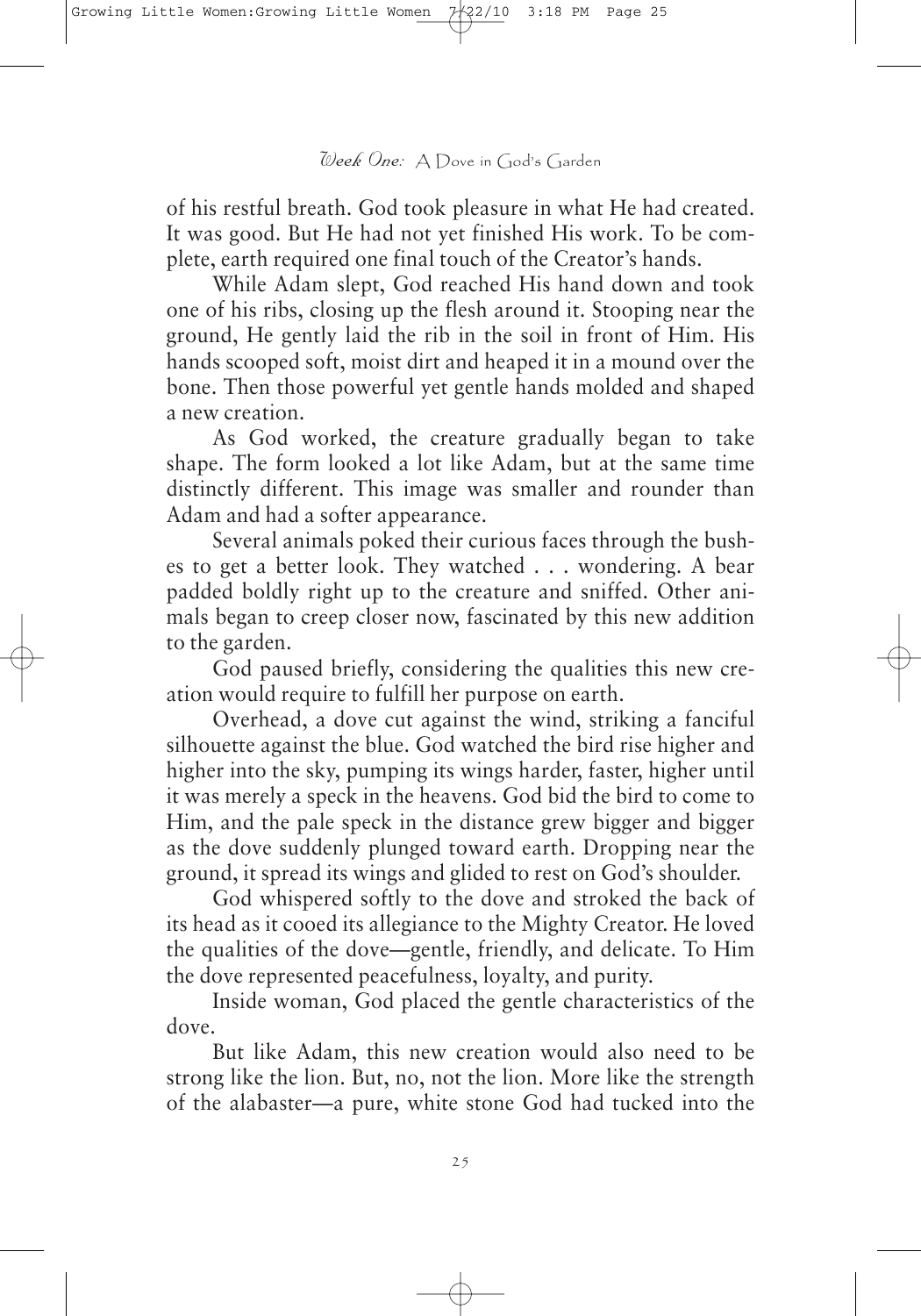of his restful breath. God took pleasure in what He had created. It was good. But He had not yet finished His work. To be complete, earth required one final touch of the Creator's hands.

While Adam slept, God reached His hand down and took one of his ribs, closing up the flesh around it. Stooping near the ground, He gently laid the rib in the soil in front of Him. His hands scooped soft, moist dirt and heaped it in a mound over the bone. Then those powerful yet gentle hands molded and shaped a new creation.

As God worked, the creature gradually began to take shape. The form looked a lot like Adam, but at the same time distinctly different. This image was smaller and rounder than Adam and had a softer appearance.

Several animals poked their curious faces through the bushes to get a better look. They watched . . . wondering. A bear padded boldly right up to the creature and sniffed. Other animals began to creep closer now, fascinated by this new addition to the garden.

God paused briefly, considering the qualities this new creation would require to fulfill her purpose on earth.

Overhead, a dove cut against the wind, striking a fanciful silhouette against the blue. God watched the bird rise higher and higher into the sky, pumping its wings harder, faster, higher until it was merely a speck in the heavens. God bid the bird to come to Him, and the pale speck in the distance grew bigger and bigger as the dove suddenly plunged toward earth. Dropping near the ground, it spread its wings and glided to rest on God's shoulder.

God whispered softly to the dove and stroked the back of its head as it cooed its allegiance to the Mighty Creator. He loved the qualities of the dove—gentle, friendly, and delicate. To Him the dove represented peacefulness, loyalty, and purity.

Inside woman, God placed the gentle characteristics of the dove.

But like Adam, this new creation would also need to be strong like the lion. But, no, not the lion. More like the strength of the alabaster—a pure, white stone God had tucked into the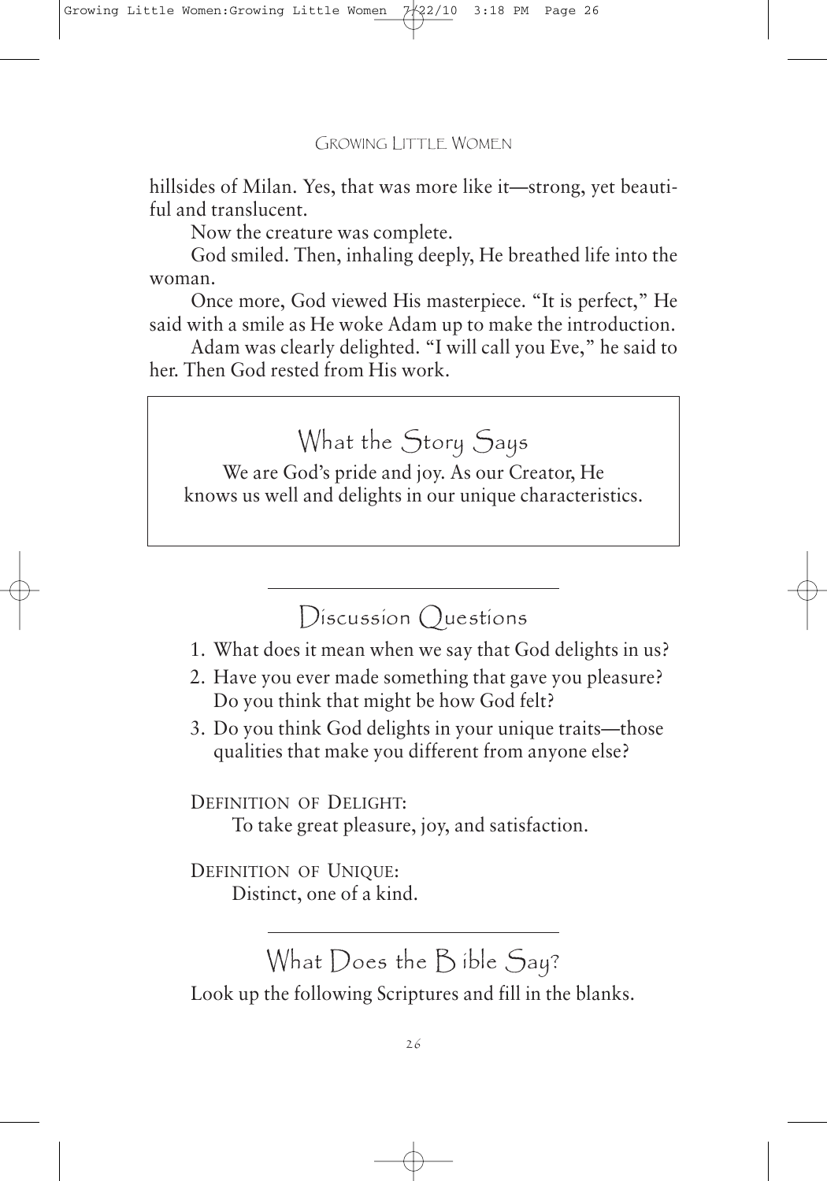hillsides of Milan. Yes, that was more like it—strong, yet beautiful and translucent.

Now the creature was complete.

God smiled. Then, inhaling deeply, He breathed life into the woman.

Once more, God viewed His masterpiece. "It is perfect," He said with a smile as He woke Adam up to make the introduction.

Adam was clearly delighted. "I will call you Eve," he said to her. Then God rested from His work.

## What the Story Says

We are God's pride and joy. As our Creator, He knows us well and delights in our unique characteristics.

## Discussion Questions

1. What does it mean when we say that God delights in us?
2. Have you ever made something that gave you pleasure? Do you think that might be how God felt?
3. Do you think God delights in your unique traits—those qualities that make you different from anyone else?

DEFINITION OF DELIGHT:
To take great pleasure, joy, and satisfaction.

DEFINITION OF UNIQUE:
Distinct, one of a kind.

## What Does the Bible Say?

Look up the following Scriptures and fill in the blanks.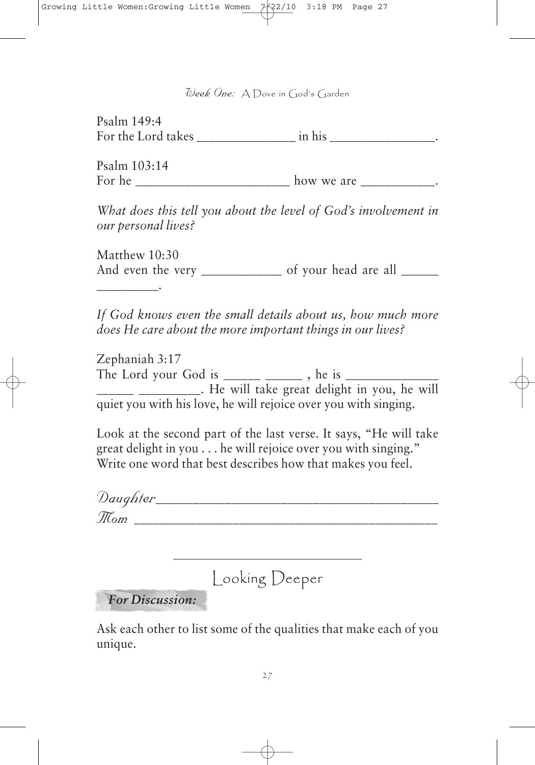Psalm 149:4
For the Lord takes _______________ in his ________________.

Psalm 103:14
For he ________________________ how we are ___________.

*What does this tell you about the level of God's involvement in our personal lives?*

Matthew 10:30
And even the very ____________ of your head are all ______ _________.

*If God knows even the small details about us, how much more does He care about the more important things in our lives?*

Zephaniah 3:17
The Lord your God is ______ ______ , he is ______________ ______ _________. He will take great delight in you, he will quiet you with his love, he will rejoice over you with singing.

Look at the second part of the last verse. It says, "He will take great delight in you . . . he will rejoice over you with singing." Write one word that best describes how that makes you feel.

*Daughter*_________________________________________

*Mom* ____________________________________________

## Looking Deeper

***For Discussion:***

Ask each other to list some of the qualities that make each of you unique.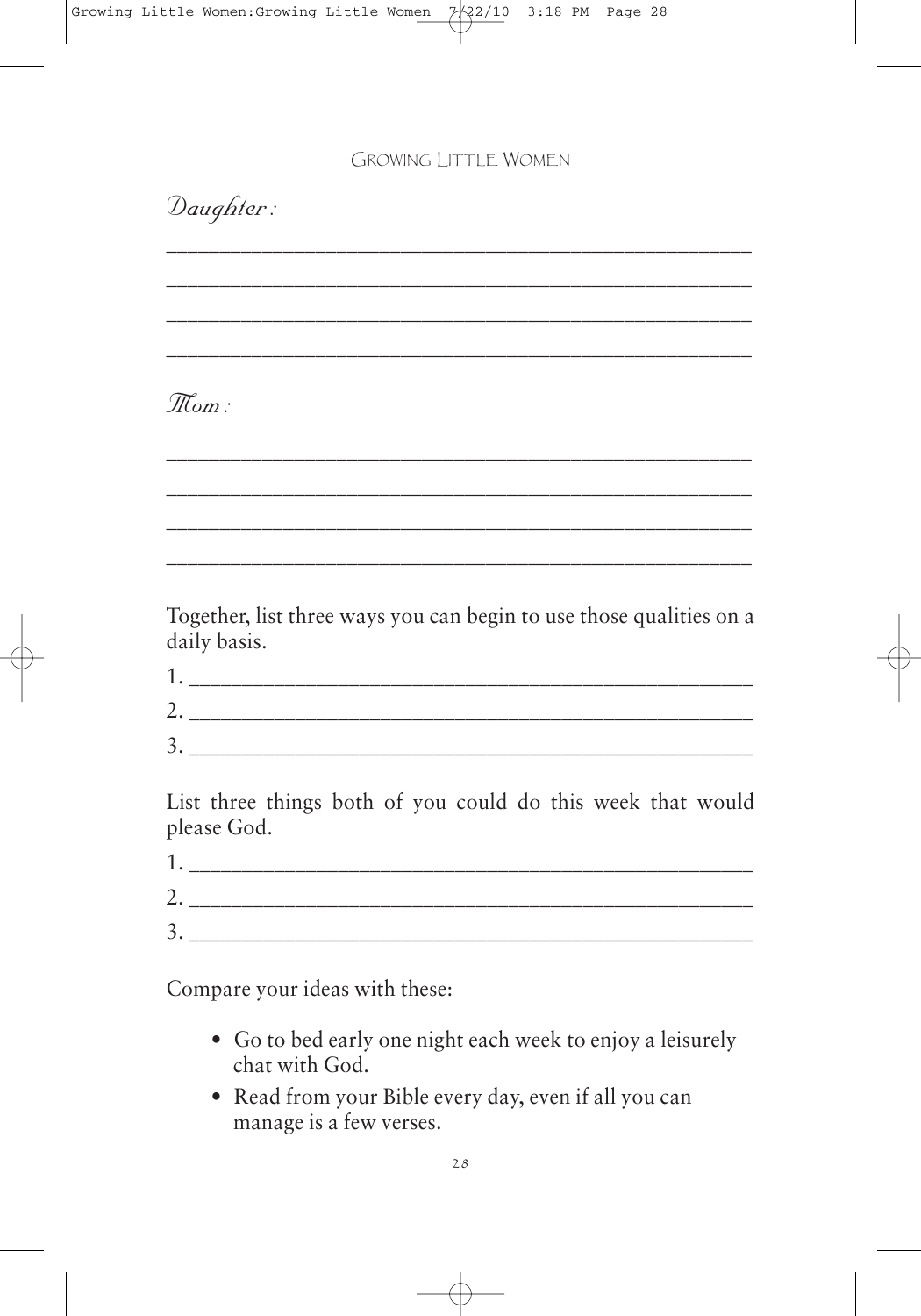*Daughter:*

\_\_\_\_\_\_\_\_\_\_\_\_\_\_\_\_\_\_\_\_\_\_\_\_\_\_\_\_\_\_\_\_\_\_\_\_\_\_\_\_\_\_\_\_\_\_\_\_\_\_

\_\_\_\_\_\_\_\_\_\_\_\_\_\_\_\_\_\_\_\_\_\_\_\_\_\_\_\_\_\_\_\_\_\_\_\_\_\_\_\_\_\_\_\_\_\_\_\_\_\_

\_\_\_\_\_\_\_\_\_\_\_\_\_\_\_\_\_\_\_\_\_\_\_\_\_\_\_\_\_\_\_\_\_\_\_\_\_\_\_\_\_\_\_\_\_\_\_\_\_\_

\_\_\_\_\_\_\_\_\_\_\_\_\_\_\_\_\_\_\_\_\_\_\_\_\_\_\_\_\_\_\_\_\_\_\_\_\_\_\_\_\_\_\_\_\_\_\_\_\_\_

*Mom:*

\_\_\_\_\_\_\_\_\_\_\_\_\_\_\_\_\_\_\_\_\_\_\_\_\_\_\_\_\_\_\_\_\_\_\_\_\_\_\_\_\_\_\_\_\_\_\_\_\_\_

\_\_\_\_\_\_\_\_\_\_\_\_\_\_\_\_\_\_\_\_\_\_\_\_\_\_\_\_\_\_\_\_\_\_\_\_\_\_\_\_\_\_\_\_\_\_\_\_\_\_

\_\_\_\_\_\_\_\_\_\_\_\_\_\_\_\_\_\_\_\_\_\_\_\_\_\_\_\_\_\_\_\_\_\_\_\_\_\_\_\_\_\_\_\_\_\_\_\_\_\_

\_\_\_\_\_\_\_\_\_\_\_\_\_\_\_\_\_\_\_\_\_\_\_\_\_\_\_\_\_\_\_\_\_\_\_\_\_\_\_\_\_\_\_\_\_\_\_\_\_\_

Together, list three ways you can begin to use those qualities on a daily basis.

1. \_\_\_\_\_\_\_\_\_\_\_\_\_\_\_\_\_\_\_\_\_\_\_\_\_\_\_\_\_\_\_\_\_\_\_\_\_\_\_\_\_\_\_\_\_\_\_\_
2. \_\_\_\_\_\_\_\_\_\_\_\_\_\_\_\_\_\_\_\_\_\_\_\_\_\_\_\_\_\_\_\_\_\_\_\_\_\_\_\_\_\_\_\_\_\_\_\_
3. \_\_\_\_\_\_\_\_\_\_\_\_\_\_\_\_\_\_\_\_\_\_\_\_\_\_\_\_\_\_\_\_\_\_\_\_\_\_\_\_\_\_\_\_\_\_\_\_

List three things both of you could do this week that would please God.

1. \_\_\_\_\_\_\_\_\_\_\_\_\_\_\_\_\_\_\_\_\_\_\_\_\_\_\_\_\_\_\_\_\_\_\_\_\_\_\_\_\_\_\_\_\_\_\_\_
2. \_\_\_\_\_\_\_\_\_\_\_\_\_\_\_\_\_\_\_\_\_\_\_\_\_\_\_\_\_\_\_\_\_\_\_\_\_\_\_\_\_\_\_\_\_\_\_\_
3. \_\_\_\_\_\_\_\_\_\_\_\_\_\_\_\_\_\_\_\_\_\_\_\_\_\_\_\_\_\_\_\_\_\_\_\_\_\_\_\_\_\_\_\_\_\_\_\_

Compare your ideas with these:

- Go to bed early one night each week to enjoy a leisurely chat with God.
- Read from your Bible every day, even if all you can manage is a few verses.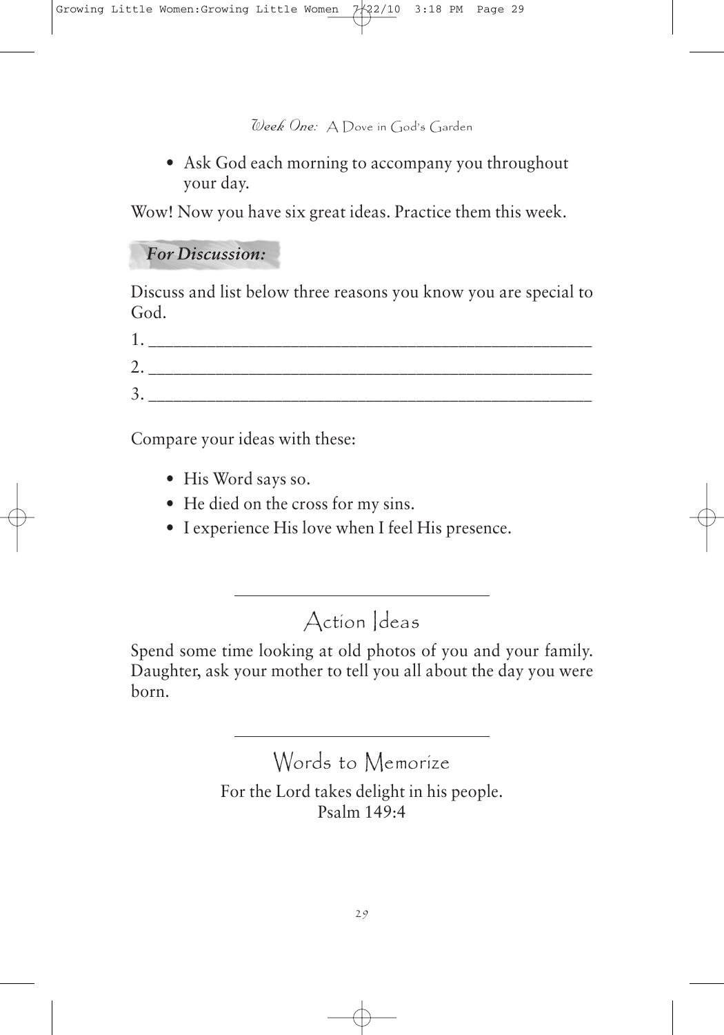- Ask God each morning to accompany you throughout your day.

Wow! Now you have six great ideas. Practice them this week.

***For Discussion:***

Discuss and list below three reasons you know you are special to God.

1. ___________________________________________________
2. ___________________________________________________
3. ___________________________________________________

Compare your ideas with these:

- His Word says so.
- He died on the cross for my sins.
- I experience His love when I feel His presence.

## Action Ideas

Spend some time looking at old photos of you and your family. Daughter, ask your mother to tell you all about the day you were born.

## Words to Memorize

For the Lord takes delight in his people.
Psalm 149:4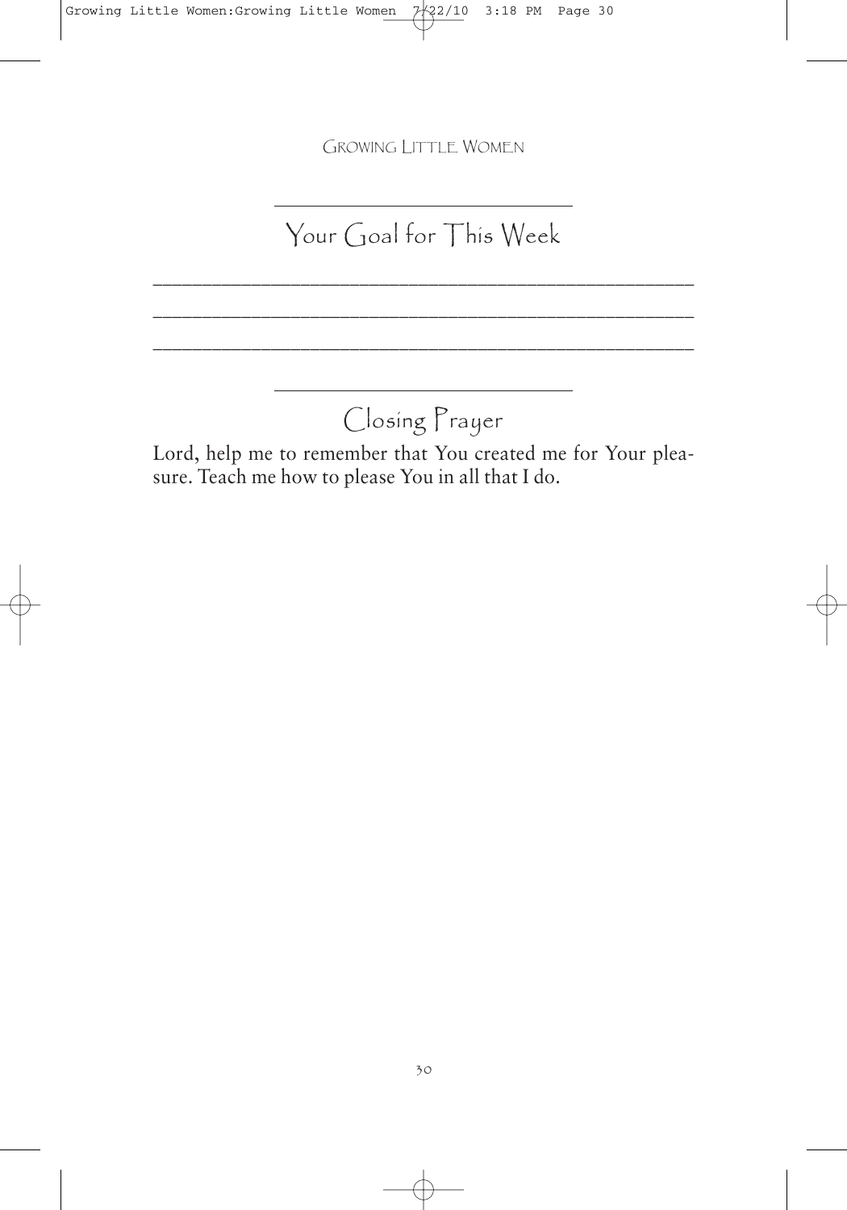## Your Goal for This Week

_______________________________________________

_______________________________________________

_______________________________________________

## Closing Prayer

Lord, help me to remember that You created me for Your pleasure. Teach me how to please You in all that I do.